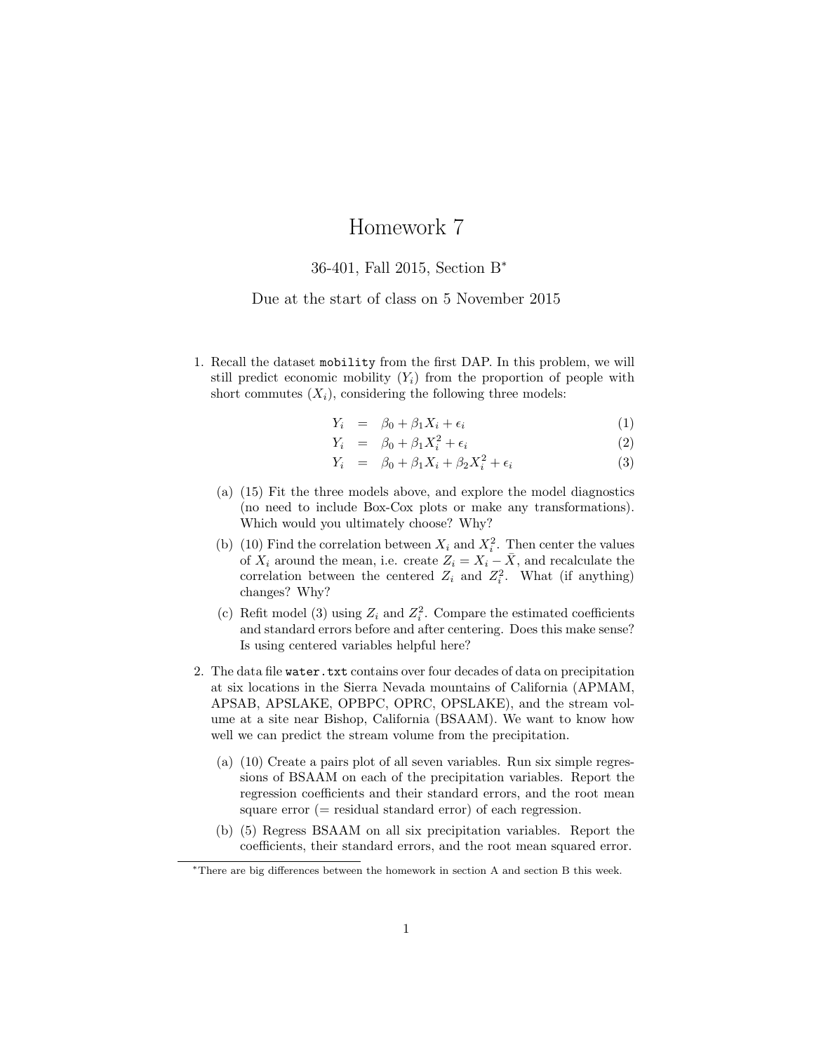# Homework 7

36-401, Fall 2015, Section B[*]

Due at the start of class on 5 November 2015

1. Recall the dataset `mobility` from the first DAP. In this problem, we will still predict economic mobility ($Y_i$) from the proportion of people with short commutes ($X_i$), considering the following three models:

$$
\begin{aligned}
Y_i &= \beta_0 + \beta_1 X_i + \epsilon_i \quad (1) \\
Y_i &= \beta_0 + \beta_1 X_i^2 + \epsilon_i \quad (2) \\
Y_i &= \beta_0 + \beta_1 X_i + \beta_2 X_i^2 + \epsilon_i \quad (3)
\end{aligned}
$$

   (a) (15) Fit the three models above, and explore the model diagnostics (no need to include Box-Cox plots or make any transformations). Which would you ultimately choose? Why?

   (b) (10) Find the correlation between $X_i$ and $X_i^2$. Then center the values of $X_i$ around the mean, i.e. create $Z_i = X_i - \bar{X}$, and recalculate the correlation between the centered $Z_i$ and $Z_i^2$. What (if anything) changes? Why?

   (c) Refit model (3) using $Z_i$ and $Z_i^2$. Compare the estimated coefficients and standard errors before and after centering. Does this make sense? Is using centered variables helpful here?

2. The data file `water.txt` contains over four decades of data on precipitation at six locations in the Sierra Nevada mountains of California (APMAM, APSAB, APSLAKE, OPBPC, OPRC, OPSLAKE), and the stream volume at a site near Bishop, California (BSAAM). We want to know how well we can predict the stream volume from the precipitation.

   (a) (10) Create a pairs plot of all seven variables. Run six simple regressions of BSAAM on each of the precipitation variables. Report the regression coefficients and their standard errors, and the root mean square error (= residual standard error) of each regression.

   (b) (5) Regress BSAAM on all six precipitation variables. Report the coefficients, their standard errors, and the root mean squared error.

[*]There are big differences between the homework in section A and section B this week.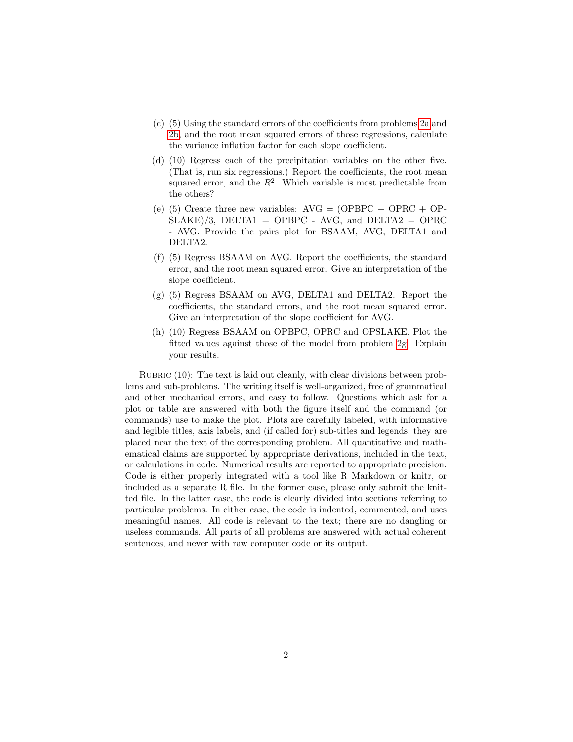(c) (5) Using the standard errors of the coefficients from problems 2a and 2b, and the root mean squared errors of those regressions, calculate the variance inflation factor for each slope coefficient.

(d) (10) Regress each of the precipitation variables on the other five. (That is, run six regressions.) Report the coefficients, the root mean squared error, and the $R^2$. Which variable is most predictable from the others?

(e) (5) Create three new variables: AVG = (OPBPC + OPRC + OPSLAKE)/3, DELTA1 = OPBPC - AVG, and DELTA2 = OPRC - AVG. Provide the pairs plot for BSAAM, AVG, DELTA1 and DELTA2.

(f) (5) Regress BSAAM on AVG. Report the coefficients, the standard error, and the root mean squared error. Give an interpretation of the slope coefficient.

(g) (5) Regress BSAAM on AVG, DELTA1 and DELTA2. Report the coefficients, the standard errors, and the root mean squared error. Give an interpretation of the slope coefficient for AVG.

(h) (10) Regress BSAAM on OPBPC, OPRC and OPSLAKE. Plot the fitted values against those of the model from problem 2g. Explain your results.

Rubric (10): The text is laid out cleanly, with clear divisions between problems and sub-problems. The writing itself is well-organized, free of grammatical and other mechanical errors, and easy to follow. Questions which ask for a plot or table are answered with both the figure itself and the command (or commands) use to make the plot. Plots are carefully labeled, with informative and legible titles, axis labels, and (if called for) sub-titles and legends; they are placed near the text of the corresponding problem. All quantitative and mathematical claims are supported by appropriate derivations, included in the text, or calculations in code. Numerical results are reported to appropriate precision. Code is either properly integrated with a tool like R Markdown or knitr, or included as a separate R file. In the former case, please only submit the knitted file. In the latter case, the code is clearly divided into sections referring to particular problems. In either case, the code is indented, commented, and uses meaningful names. All code is relevant to the text; there are no dangling or useless commands. All parts of all problems are answered with actual coherent sentences, and never with raw computer code or its output.